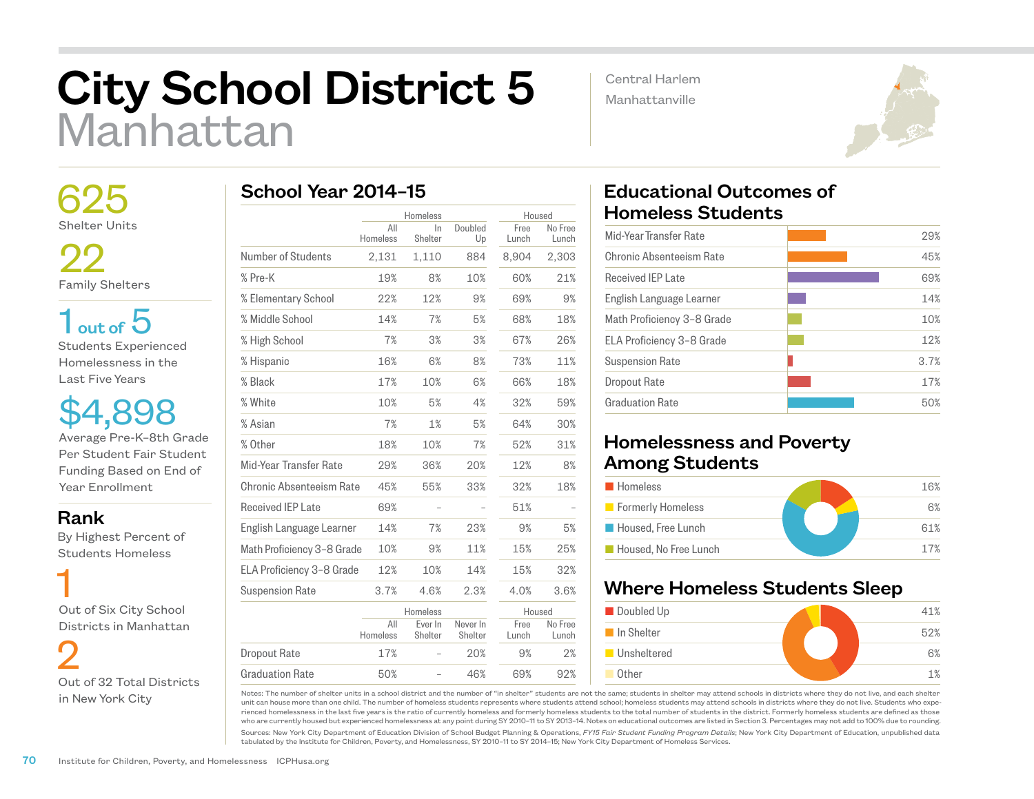# City School District 5
## Manhattan

Central Harlem
Manhattanville

**625**
Shelter Units

**22**
Family Shelters

**1 out of 5**
Students Experienced Homelessness in the Last Five Years

**$4,898**
Average Pre-K–8th Grade Per Student Fair Student Funding Based on End of Year Enrollment

**Rank**
By Highest Percent of Students Homeless

**1**
Out of Six City School Districts in Manhattan

**2**
Out of 32 Total Districts in New York City

## School Year 2014–15

| | Homeless | | | Housed | |
|---|---|---|---|---|---|
| | All Homeless | In Shelter | Doubled Up | Free Lunch | No Free Lunch |
| Number of Students | 2,131 | 1,110 | 884 | 8,904 | 2,303 |
| % Pre-K | 19% | 8% | 10% | 60% | 21% |
| % Elementary School | 22% | 12% | 9% | 69% | 9% |
| % Middle School | 14% | 7% | 5% | 68% | 18% |
| % High School | 7% | 3% | 3% | 67% | 26% |
| % Hispanic | 16% | 6% | 8% | 73% | 11% |
| % Black | 17% | 10% | 6% | 66% | 18% |
| % White | 10% | 5% | 4% | 32% | 59% |
| % Asian | 7% | 1% | 5% | 64% | 30% |
| % Other | 18% | 10% | 7% | 52% | 31% |
| Mid-Year Transfer Rate | 29% | 36% | 20% | 12% | 8% |
| Chronic Absenteeism Rate | 45% | 55% | 33% | 32% | 18% |
| Received IEP Late | 69% | – | – | 51% | – |
| English Language Learner | 14% | 7% | 23% | 9% | 5% |
| Math Proficiency 3–8 Grade | 10% | 9% | 11% | 15% | 25% |
| ELA Proficiency 3–8 Grade | 12% | 10% | 14% | 15% | 32% |
| Suspension Rate | 3.7% | 4.6% | 2.3% | 4.0% | 3.6% |

| | Homeless | | | Housed | |
|---|---|---|---|---|---|
| | All Homeless | Ever In Shelter | Never In Shelter | Free Lunch | No Free Lunch |
| Dropout Rate | 17% | – | 20% | 9% | 2% |
| Graduation Rate | 50% | – | 46% | 69% | 92% |

## Educational Outcomes of Homeless Students

| Outcome | Rate |
|---|---|
| Mid-Year Transfer Rate | 29% |
| Chronic Absenteeism Rate | 45% |
| Received IEP Late | 69% |
| English Language Learner | 14% |
| Math Proficiency 3–8 Grade | 10% |
| ELA Proficiency 3–8 Grade | 12% |
| Suspension Rate | 3.7% |
| Dropout Rate | 17% |
| Graduation Rate | 50% |

## Homelessness and Poverty Among Students

| Category | Percent |
|---|---|
| Homeless | 16% |
| Formerly Homeless | 6% |
| Housed, Free Lunch | 61% |
| Housed, No Free Lunch | 17% |

## Where Homeless Students Sleep

| Category | Percent |
|---|---|
| Doubled Up | 41% |
| In Shelter | 52% |
| Unsheltered | 6% |
| Other | 1% |

Notes: The number of shelter units in a school district and the number of "in shelter" students are not the same; students in shelter may attend schools in districts where they do not live, and each shelter unit can house more than one child. The number of homeless students represents where students attend school; homeless students may attend schools in districts where they do not live. Students who experienced homelessness in the last five years is the ratio of currently homeless and formerly homeless students to the total number of students in the district. Formerly homeless students are defined as those who are currently housed but experienced homelessness at any point during SY 2010–11 to SY 2013–14. Notes on educational outcomes are listed in Section 3. Percentages may not add to 100% due to rounding.

Sources: New York City Department of Education Division of School Budget Planning & Operations, *FY15 Fair Student Funding Program Details*; New York City Department of Education, unpublished data tabulated by the Institute for Children, Poverty, and Homelessness, SY 2010–11 to SY 2014–15; New York City Department of Homeless Services.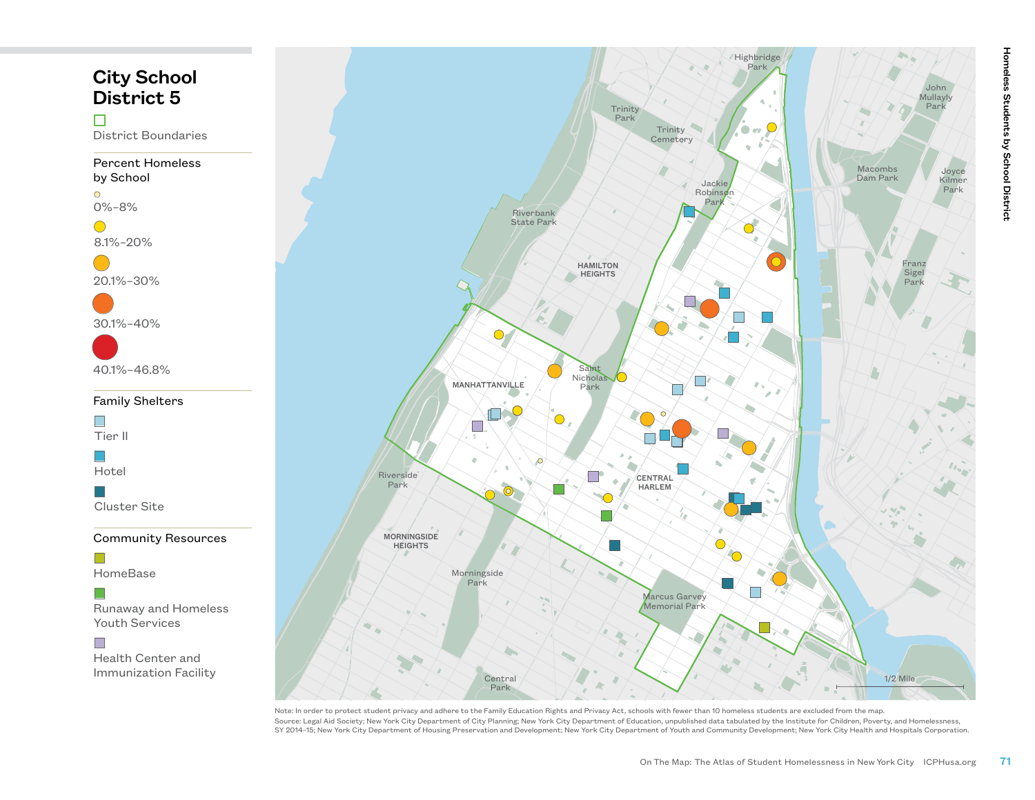# City School District 5

District Boundaries

**Percent Homeless by School**

0%–8%

8.1%–20%

20.1%–30%

30.1%–40%

40.1%–46.8%

**Family Shelters**

Tier II

Hotel

Cluster Site

**Community Resources**

HomeBase

Runaway and Homeless Youth Services

Health Center and Immunization Facility

Highbridge Park
Trinity Park
Trinity Cemetery
John Mullayly Park
Macombs Dam Park
Joyce Kilmer Park
Jackie Robinson Park
Riverbank State Park
HAMILTON HEIGHTS
Franz Sigel Park
Saint Nicholas Park
MANHATTANVILLE
Riverside Park
CENTRAL HARLEM
MORNINGSIDE HEIGHTS
Morningside Park
Marcus Garvey Memorial Park
Central Park
1/2 Mile

Note: In order to protect student privacy and adhere to the Family Education Rights and Privacy Act, schools with fewer than 10 homeless students are excluded from the map.

Source: Legal Aid Society; New York City Department of City Planning; New York City Department of Education, unpublished data tabulated by the Institute for Children, Poverty, and Homelessness, SY 2014–15; New York City Department of Housing Preservation and Development; New York City Department of Youth and Community Development; New York City Health and Hospitals Corporation.